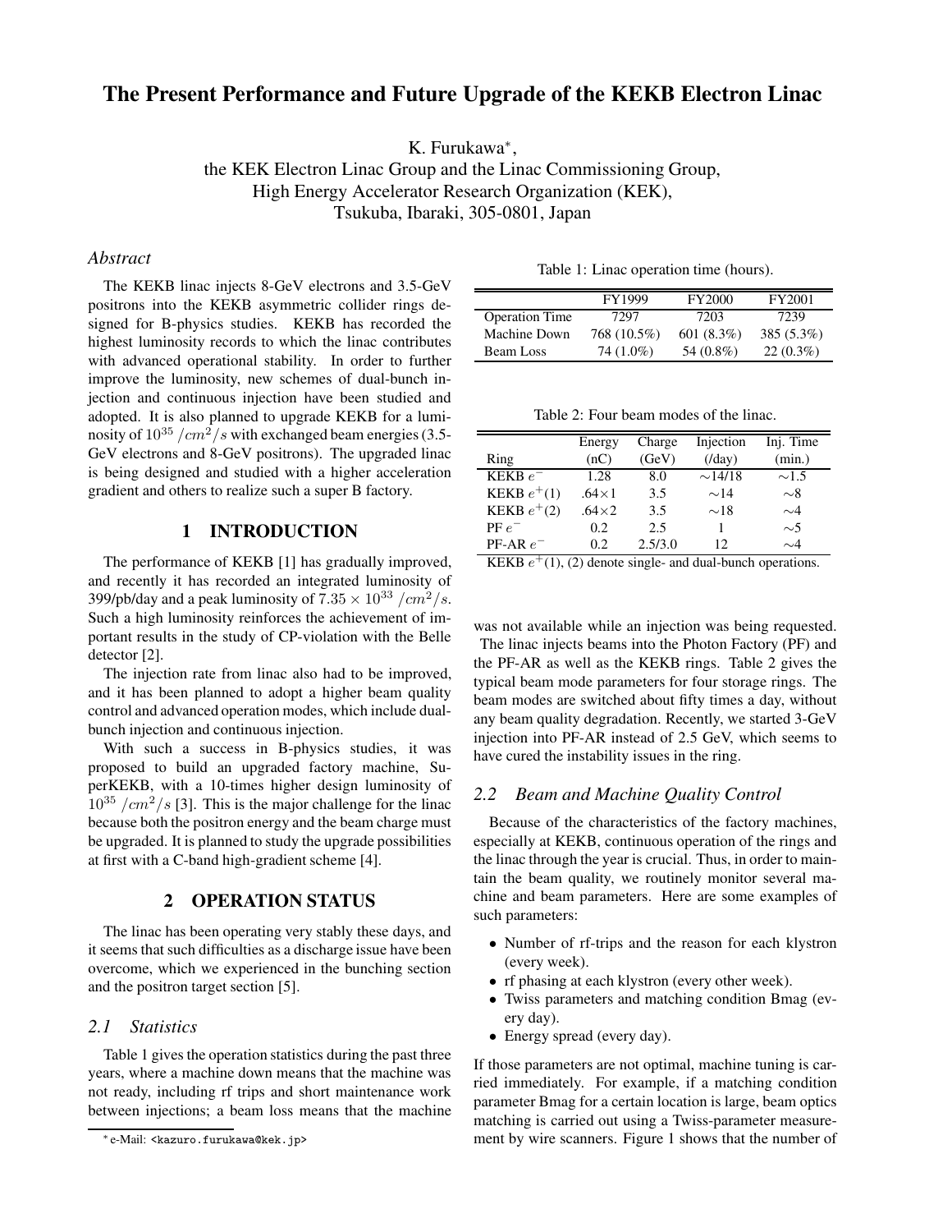# The Present Performance and Future Upgrade of the KEKB Electron Linac

K. Furukawa*,
the KEK Electron Linac Group and the Linac Commissioning Group,
High Energy Accelerator Research Organization (KEK),
Tsukuba, Ibaraki, 305-0801, Japan

## *Abstract*

The KEKB linac injects 8-GeV electrons and 3.5-GeV positrons into the KEKB asymmetric collider rings designed for B-physics studies. KEKB has recorded the highest luminosity records to which the linac contributes with advanced operational stability. In order to further improve the luminosity, new schemes of dual-bunch injection and continuous injection have been studied and adopted. It is also planned to upgrade KEKB for a luminosity of $10^{35}\ /cm^2/s$ with exchanged beam energies (3.5-GeV electrons and 8-GeV positrons). The upgraded linac is being designed and studied with a higher acceleration gradient and others to realize such a super B factory.

## 1 INTRODUCTION

The performance of KEKB [1] has gradually improved, and recently it has recorded an integrated luminosity of 399/pb/day and a peak luminosity of $7.35 \times 10^{33}\ /cm^2/s$. Such a high luminosity reinforces the achievement of important results in the study of CP-violation with the Belle detector [2].

The injection rate from linac also had to be improved, and it has been planned to adopt a higher beam quality control and advanced operation modes, which include dual-bunch injection and continuous injection.

With such a success in B-physics studies, it was proposed to build an upgraded factory machine, SuperKEKB, with a 10-times higher design luminosity of $10^{35}\ /cm^2/s$ [3]. This is the major challenge for the linac because both the positron energy and the beam charge must be upgraded. It is planned to study the upgrade possibilities at first with a C-band high-gradient scheme [4].

## 2 OPERATION STATUS

The linac has been operating very stably these days, and it seems that such difficulties as a discharge issue have been overcome, which we experienced in the bunching section and the positron target section [5].

### *2.1 Statistics*

Table 1 gives the operation statistics during the past three years, where a machine down means that the machine was not ready, including rf trips and short maintenance work between injections; a beam loss means that the machine was not available while an injection was being requested.

Table 1: Linac operation time (hours).

| | FY1999 | FY2000 | FY2001 |
|---|---|---|---|
| Operation Time | 7297 | 7203 | 7239 |
| Machine Down | 768 (10.5%) | 601 (8.3%) | 385 (5.3%) |
| Beam Loss | 74 (1.0%) | 54 (0.8%) | 22 (0.3%) |

The linac injects beams into the Photon Factory (PF) and the PF-AR as well as the KEKB rings. Table 2 gives the typical beam mode parameters for four storage rings. The beam modes are switched about fifty times a day, without any beam quality degradation. Recently, we started 3-GeV injection into PF-AR instead of 2.5 GeV, which seems to have cured the instability issues in the ring.

Table 2: Four beam modes of the linac.

| Ring | Energy (nC) | Charge (GeV) | Injection (/day) | Inj. Time (min.) |
|---|---|---|---|---|
| KEKB $e^-$ | 1.28 | 8.0 | ∼14/18 | ∼1.5 |
| KEKB $e^+$(1) | .64×1 | 3.5 | ∼14 | ∼8 |
| KEKB $e^+$(2) | .64×2 | 3.5 | ∼18 | ∼4 |
| PF $e^-$ | 0.2 | 2.5 | 1 | ∼5 |
| PF-AR $e^-$ | 0.2 | 2.5/3.0 | 12 | ∼4 |

KEKB $e^+$(1), (2) denote single- and dual-bunch operations.

### *2.2 Beam and Machine Quality Control*

Because of the characteristics of the factory machines, especially at KEKB, continuous operation of the rings and the linac through the year is crucial. Thus, in order to maintain the beam quality, we routinely monitor several machine and beam parameters. Here are some examples of such parameters:

- Number of rf-trips and the reason for each klystron (every week).
- rf phasing at each klystron (every other week).
- Twiss parameters and matching condition Bmag (every day).
- Energy spread (every day).

If those parameters are not optimal, machine tuning is carried immediately. For example, if a matching condition parameter Bmag for a certain location is large, beam optics matching is carried out using a Twiss-parameter measurement by wire scanners. Figure 1 shows that the number of

* e-Mail: <kazuro.furukawa@kek.jp>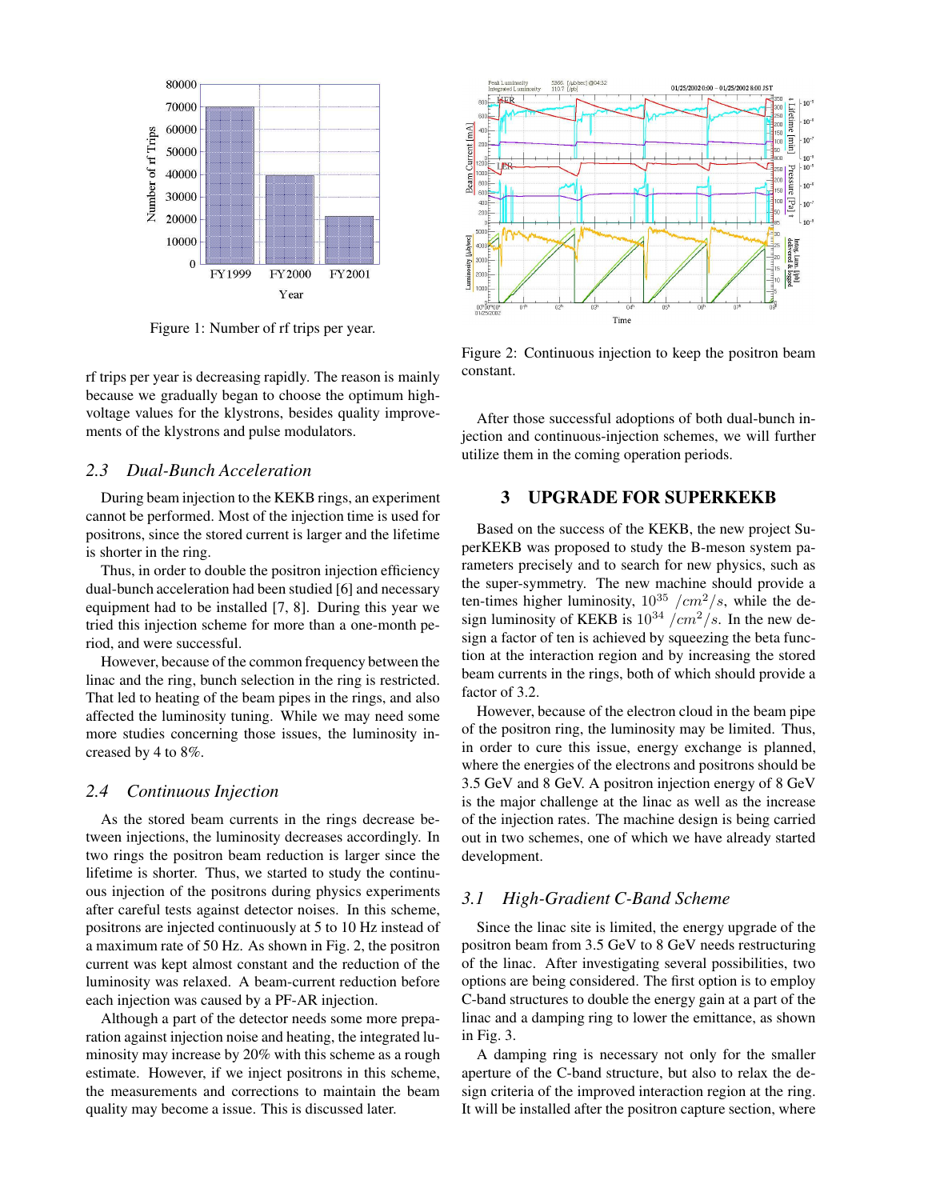Figure 1: Number of rf trips per year.

rf trips per year is decreasing rapidly. The reason is mainly because we gradually began to choose the optimum high-voltage values for the klystrons, besides quality improvements of the klystrons and pulse modulators.

### 2.3 Dual-Bunch Acceleration

During beam injection to the KEKB rings, an experiment cannot be performed. Most of the injection time is used for positrons, since the stored current is larger and the lifetime is shorter in the ring.

Thus, in order to double the positron injection efficiency dual-bunch acceleration had been studied [6] and necessary equipment had to be installed [7, 8]. During this year we tried this injection scheme for more than a one-month period, and were successful.

However, because of the common frequency between the linac and the ring, bunch selection in the ring is restricted. That led to heating of the beam pipes in the rings, and also affected the luminosity tuning. While we may need some more studies concerning those issues, the luminosity increased by 4 to 8%.

### 2.4 Continuous Injection

As the stored beam currents in the rings decrease between injections, the luminosity decreases accordingly. In two rings the positron beam reduction is larger since the lifetime is shorter. Thus, we started to study the continuous injection of the positrons during physics experiments after careful tests against detector noises. In this scheme, positrons are injected continuously at 5 to 10 Hz instead of a maximum rate of 50 Hz. As shown in Fig. 2, the positron current was kept almost constant and the reduction of the luminosity was relaxed. A beam-current reduction before each injection was caused by a PF-AR injection.

Although a part of the detector needs some more preparation against injection noise and heating, the integrated luminosity may increase by 20% with this scheme as a rough estimate. However, if we inject positrons in this scheme, the measurements and corrections to maintain the beam quality may become a issue. This is discussed later.

Figure 2: Continuous injection to keep the positron beam constant.

After those successful adoptions of both dual-bunch injection and continuous-injection schemes, we will further utilize them in the coming operation periods.

## 3 UPGRADE FOR SUPERKEKB

Based on the success of the KEKB, the new project SuperKEKB was proposed to study the B-meson system parameters precisely and to search for new physics, such as the super-symmetry. The new machine should provide a ten-times higher luminosity, $10^{35}$ $/cm^2/s$, while the design luminosity of KEKB is $10^{34}$ $/cm^2/s$. In the new design a factor of ten is achieved by squeezing the beta function at the interaction region and by increasing the stored beam currents in the rings, both of which should provide a factor of 3.2.

However, because of the electron cloud in the beam pipe of the positron ring, the luminosity may be limited. Thus, in order to cure this issue, energy exchange is planned, where the energies of the electrons and positrons should be 3.5 GeV and 8 GeV. A positron injection energy of 8 GeV is the major challenge at the linac as well as the increase of the injection rates. The machine design is being carried out in two schemes, one of which we have already started development.

### 3.1 High-Gradient C-Band Scheme

Since the linac site is limited, the energy upgrade of the positron beam from 3.5 GeV to 8 GeV needs restructuring of the linac. After investigating several possibilities, two options are being considered. The first option is to employ C-band structures to double the energy gain at a part of the linac and a damping ring to lower the emittance, as shown in Fig. 3.

A damping ring is necessary not only for the smaller aperture of the C-band structure, but also to relax the design criteria of the improved interaction region at the ring. It will be installed after the positron capture section, where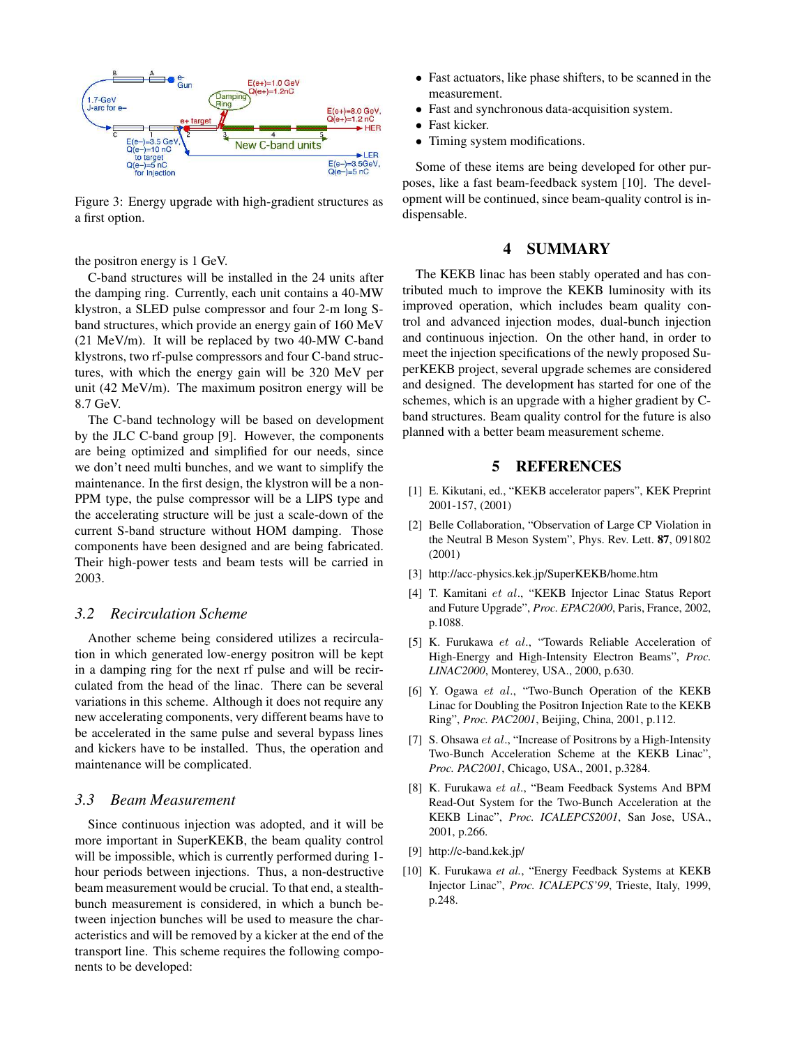B A e- Gun

1.7-GeV J-arc for e−

Damping Ring

E(e+)=1.0 GeV Q(e+)=1.2nC

e+ target

E(e+)=8.0 GeV, Q(e+)=1.2 nC

HER

C 1 2 3 4 5

New C-band units

E(e−)=3.5 GeV, Q(e−)=10 nC to target Q(e−)=5 nC for Injection

LER

E(e−)=3.5GeV, Q(e−)=5 nC

Figure 3: Energy upgrade with high-gradient structures as a first option.

the positron energy is 1 GeV.

C-band structures will be installed in the 24 units after the damping ring. Currently, each unit contains a 40-MW klystron, a SLED pulse compressor and four 2-m long S-band structures, which provide an energy gain of 160 MeV (21 MeV/m). It will be replaced by two 40-MW C-band klystrons, two rf-pulse compressors and four C-band structures, with which the energy gain will be 320 MeV per unit (42 MeV/m). The maximum positron energy will be 8.7 GeV.

The C-band technology will be based on development by the JLC C-band group [9]. However, the components are being optimized and simplified for our needs, since we don't need multi bunches, and we want to simplify the maintenance. In the first design, the klystron will be a non-PPM type, the pulse compressor will be a LIPS type and the accelerating structure will be just a scale-down of the current S-band structure without HOM damping. Those components have been designed and are being fabricated. Their high-power tests and beam tests will be carried in 2003.

### *3.2 Recirculation Scheme*

Another scheme being considered utilizes a recirculation in which generated low-energy positron will be kept in a damping ring for the next rf pulse and will be recirculated from the head of the linac. There can be several variations in this scheme. Although it does not require any new accelerating components, very different beams have to be accelerated in the same pulse and several bypass lines and kickers have to be installed. Thus, the operation and maintenance will be complicated.

### *3.3 Beam Measurement*

Since continuous injection was adopted, and it will be more important in SuperKEKB, the beam quality control will be impossible, which is currently performed during 1-hour periods between injections. Thus, a non-destructive beam measurement would be crucial. To that end, a stealth-bunch measurement is considered, in which a bunch between injection bunches will be used to measure the characteristics and will be removed by a kicker at the end of the transport line. This scheme requires the following components to be developed:

- Fast actuators, like phase shifters, to be scanned in the measurement.
- Fast and synchronous data-acquisition system.
- Fast kicker.
- Timing system modifications.

Some of these items are being developed for other purposes, like a fast beam-feedback system [10]. The development will be continued, since beam-quality control is indispensable.

## 4 SUMMARY

The KEKB linac has been stably operated and has contributed much to improve the KEKB luminosity with its improved operation, which includes beam quality control and advanced injection modes, dual-bunch injection and continuous injection. On the other hand, in order to meet the injection specifications of the newly proposed SuperKEKB project, several upgrade schemes are considered and designed. The development has started for one of the schemes, which is an upgrade with a higher gradient by C-band structures. Beam quality control for the future is also planned with a better beam measurement scheme.

## 5 REFERENCES

[1] E. Kikutani, ed., "KEKB accelerator papers", KEK Preprint 2001-157, (2001)

[2] Belle Collaboration, "Observation of Large CP Violation in the Neutral B Meson System", Phys. Rev. Lett. **87**, 091802 (2001)

[3] http://acc-physics.kek.jp/SuperKEKB/home.htm

[4] T. Kamitani *et al.*, "KEKB Injector Linac Status Report and Future Upgrade", *Proc. EPAC2000*, Paris, France, 2002, p.1088.

[5] K. Furukawa *et al.*, "Towards Reliable Acceleration of High-Energy and High-Intensity Electron Beams", *Proc. LINAC2000*, Monterey, USA., 2000, p.630.

[6] Y. Ogawa *et al.*, "Two-Bunch Operation of the KEKB Linac for Doubling the Positron Injection Rate to the KEKB Ring", *Proc. PAC2001*, Beijing, China, 2001, p.112.

[7] S. Ohsawa *et al.*, "Increase of Positrons by a High-Intensity Two-Bunch Acceleration Scheme at the KEKB Linac", *Proc. PAC2001*, Chicago, USA., 2001, p.3284.

[8] K. Furukawa *et al.*, "Beam Feedback Systems And BPM Read-Out System for the Two-Bunch Acceleration at the KEKB Linac", *Proc. ICALEPCS2001*, San Jose, USA., 2001, p.266.

[9] http://c-band.kek.jp/

[10] K. Furukawa *et al.*, "Energy Feedback Systems at KEKB Injector Linac", *Proc. ICALEPCS'99*, Trieste, Italy, 1999, p.248.